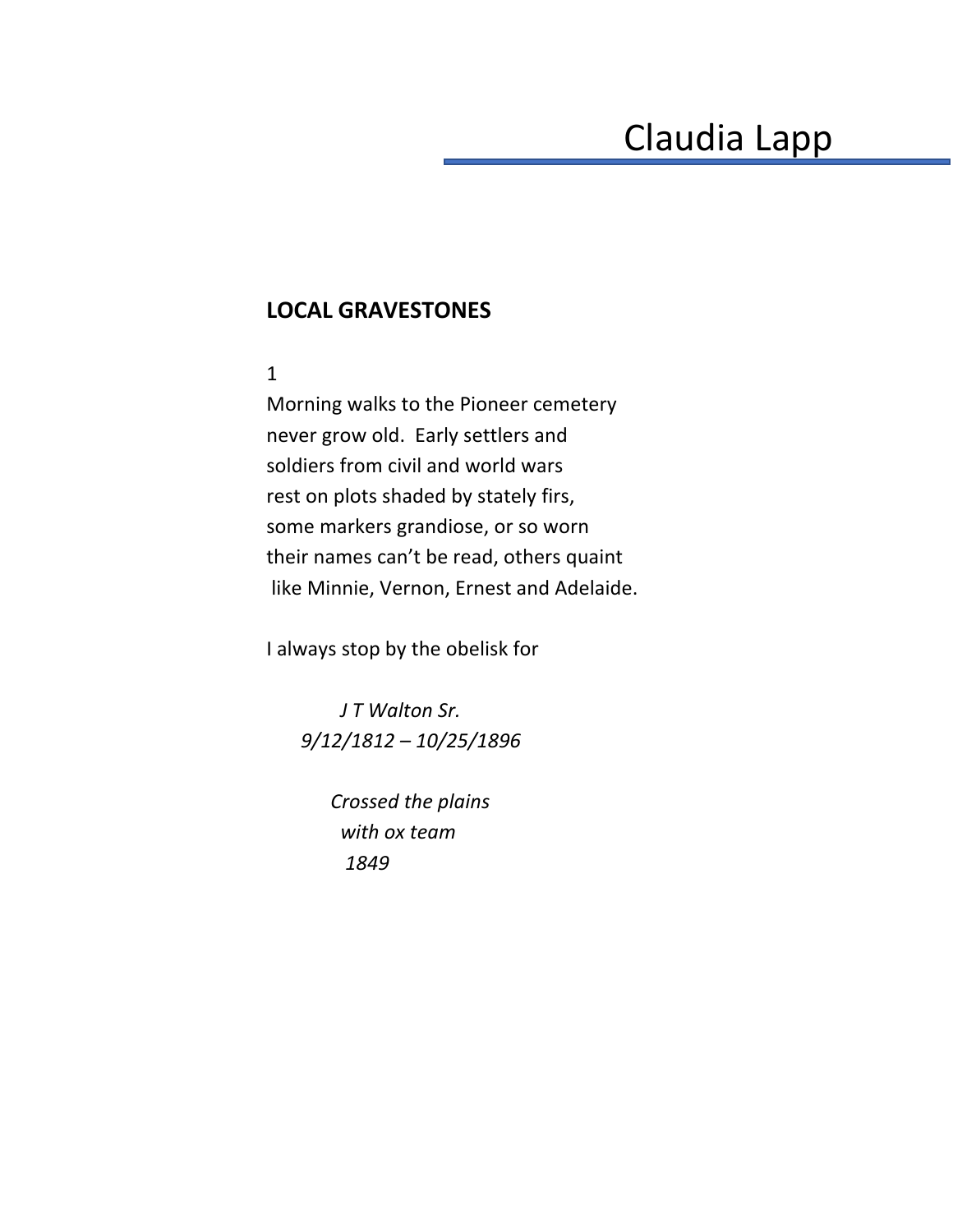# Claudia Lapp

## LOCAL GRAVESTONES

1

Morning walks to the Pioneer cemetery  
never grow old.  Early settlers and  
soldiers from civil and world wars  
rest on plots shaded by stately firs,  
some markers grandiose, or so worn  
their names can't be read, others quaint  
like Minnie, Vernon, Ernest and Adelaide.

I always stop by the obelisk for

*J T Walton Sr.*  
*9/12/1812 – 10/25/1896*

*Crossed the plains*  
*with ox team*  
*1849*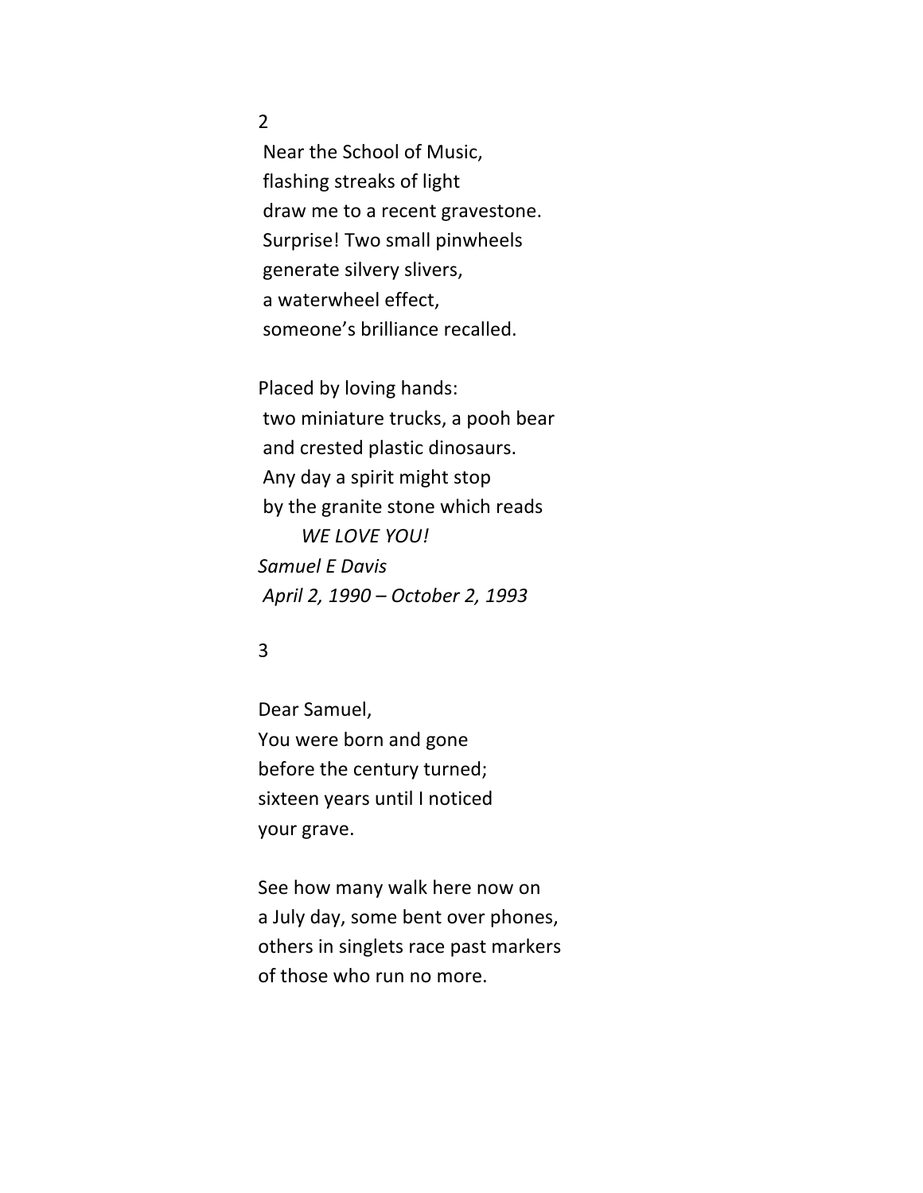2

Near the School of Music,
flashing streaks of light
draw me to a recent gravestone.
Surprise! Two small pinwheels
generate silvery slivers,
a waterwheel effect,
someone's brilliance recalled.

Placed by loving hands:
two miniature trucks, a pooh bear
and crested plastic dinosaurs.
Any day a spirit might stop
by the granite stone which reads
*WE LOVE YOU!*
*Samuel E Davis*
*April 2, 1990 – October 2, 1993*

3

Dear Samuel,
You were born and gone
before the century turned;
sixteen years until I noticed
your grave.

See how many walk here now on
a July day, some bent over phones,
others in singlets race past markers
of those who run no more.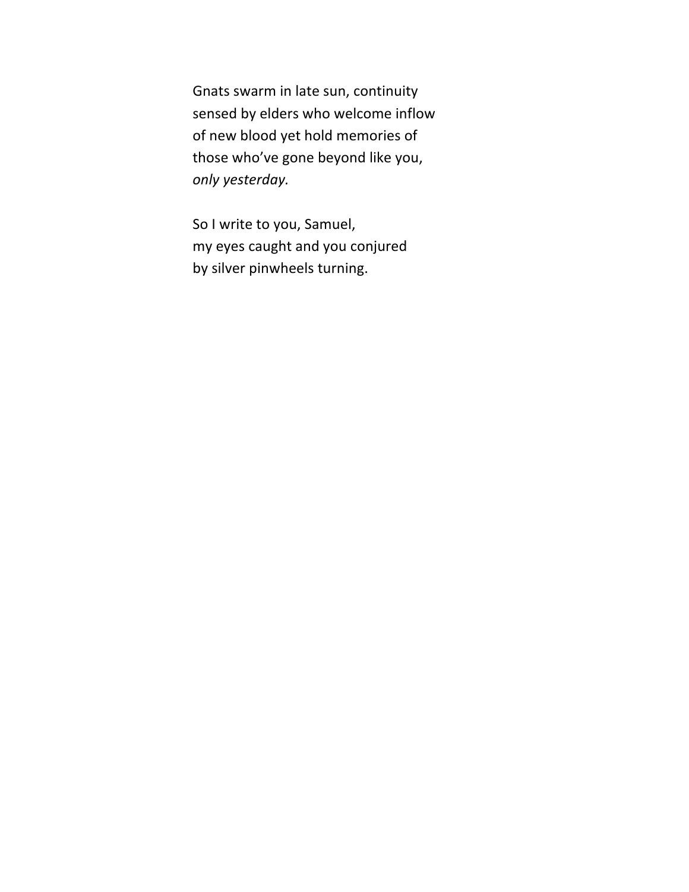Gnats swarm in late sun, continuity  
sensed by elders who welcome inflow  
of new blood yet hold memories of  
those who've gone beyond like you,  
*only yesterday.*

So I write to you, Samuel,  
my eyes caught and you conjured  
by silver pinwheels turning.